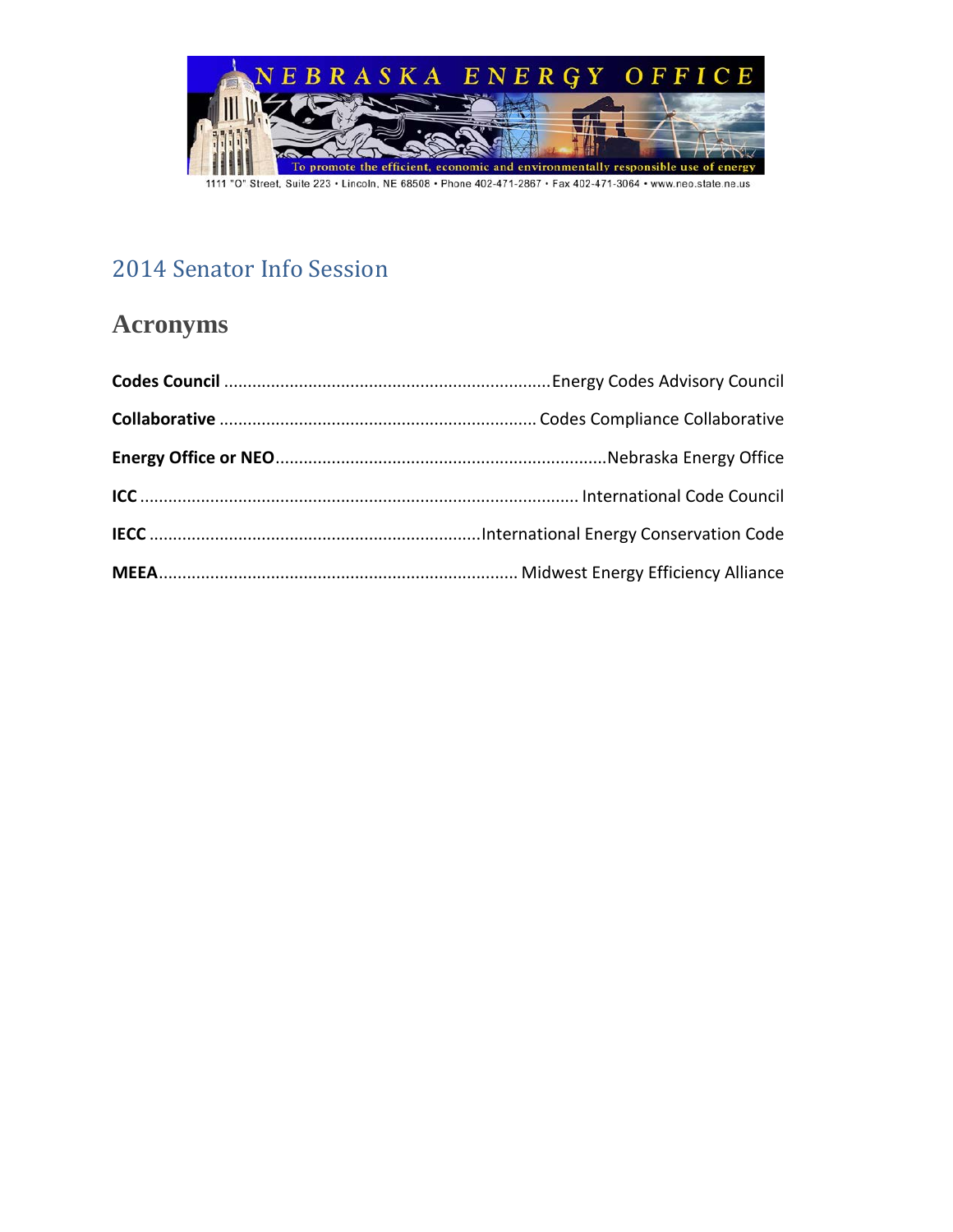NEBRASKA ENERGY OFFICE

To promote the efficient, economic and environmentally responsible use of energy

1111 "O" Street, Suite 223 • Lincoln, NE 68508 • Phone 402-471-2867 • Fax 402-471-3064 • www.neo.state.ne.us

# 2014 Senator Info Session

## Acronyms

**Codes Council** .......... Energy Codes Advisory Council

**Collaborative** .......... Codes Compliance Collaborative

**Energy Office or NEO** .......... Nebraska Energy Office

**ICC** .......... International Code Council

**IECC** .......... International Energy Conservation Code

**MEEA** .......... Midwest Energy Efficiency Alliance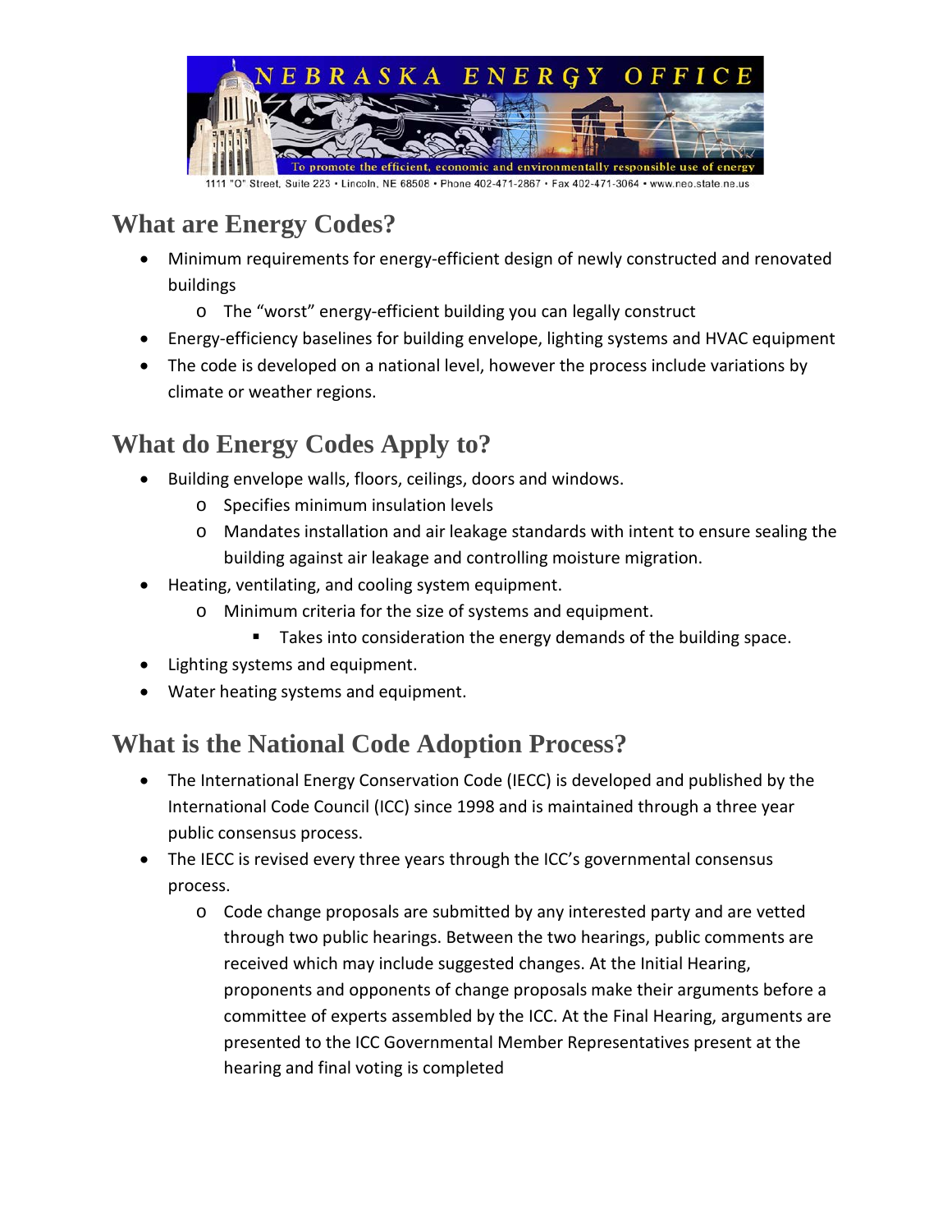## What are Energy Codes?

- Minimum requirements for energy-efficient design of newly constructed and renovated buildings
  - The "worst" energy-efficient building you can legally construct
- Energy-efficiency baselines for building envelope, lighting systems and HVAC equipment
- The code is developed on a national level, however the process include variations by climate or weather regions.

## What do Energy Codes Apply to?

- Building envelope walls, floors, ceilings, doors and windows.
  - Specifies minimum insulation levels
  - Mandates installation and air leakage standards with intent to ensure sealing the building against air leakage and controlling moisture migration.
- Heating, ventilating, and cooling system equipment.
  - Minimum criteria for the size of systems and equipment.
    - Takes into consideration the energy demands of the building space.
- Lighting systems and equipment.
- Water heating systems and equipment.

## What is the National Code Adoption Process?

- The International Energy Conservation Code (IECC) is developed and published by the International Code Council (ICC) since 1998 and is maintained through a three year public consensus process.
- The IECC is revised every three years through the ICC's governmental consensus process.
  - Code change proposals are submitted by any interested party and are vetted through two public hearings. Between the two hearings, public comments are received which may include suggested changes. At the Initial Hearing, proponents and opponents of change proposals make their arguments before a committee of experts assembled by the ICC. At the Final Hearing, arguments are presented to the ICC Governmental Member Representatives present at the hearing and final voting is completed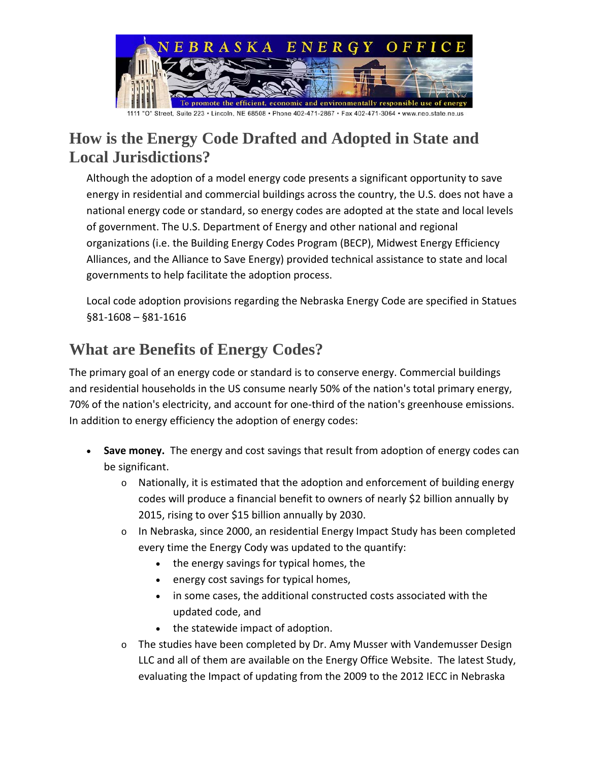## How is the Energy Code Drafted and Adopted in State and Local Jurisdictions?

Although the adoption of a model energy code presents a significant opportunity to save energy in residential and commercial buildings across the country, the U.S. does not have a national energy code or standard, so energy codes are adopted at the state and local levels of government. The U.S. Department of Energy and other national and regional organizations (i.e. the Building Energy Codes Program (BECP), Midwest Energy Efficiency Alliances, and the Alliance to Save Energy) provided technical assistance to state and local governments to help facilitate the adoption process.

Local code adoption provisions regarding the Nebraska Energy Code are specified in Statues §81-1608 – §81-1616

## What are Benefits of Energy Codes?

The primary goal of an energy code or standard is to conserve energy. Commercial buildings and residential households in the US consume nearly 50% of the nation's total primary energy, 70% of the nation's electricity, and account for one-third of the nation's greenhouse emissions. In addition to energy efficiency the adoption of energy codes:

- **Save money.** The energy and cost savings that result from adoption of energy codes can be significant.
  - Nationally, it is estimated that the adoption and enforcement of building energy codes will produce a financial benefit to owners of nearly $2 billion annually by 2015, rising to over $15 billion annually by 2030.
  - In Nebraska, since 2000, an residential Energy Impact Study has been completed every time the Energy Cody was updated to the quantify:
    - the energy savings for typical homes, the
    - energy cost savings for typical homes,
    - in some cases, the additional constructed costs associated with the updated code, and
    - the statewide impact of adoption.
  - The studies have been completed by Dr. Amy Musser with Vandemusser Design LLC and all of them are available on the Energy Office Website. The latest Study, evaluating the Impact of updating from the 2009 to the 2012 IECC in Nebraska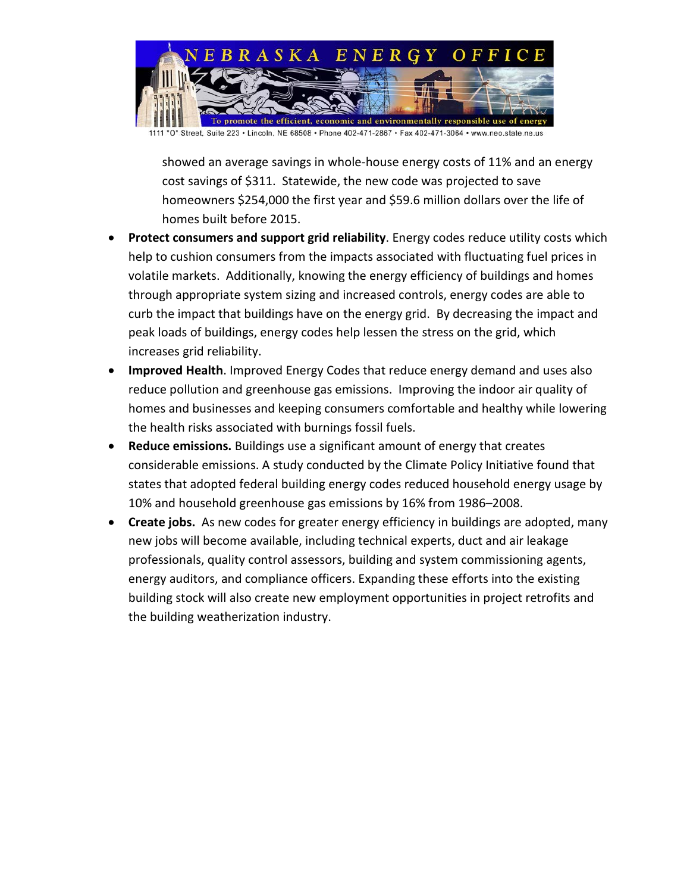showed an average savings in whole-house energy costs of 11% and an energy cost savings of $311. Statewide, the new code was projected to save homeowners $254,000 the first year and $59.6 million dollars over the life of homes built before 2015.

- **Protect consumers and support grid reliability**. Energy codes reduce utility costs which help to cushion consumers from the impacts associated with fluctuating fuel prices in volatile markets. Additionally, knowing the energy efficiency of buildings and homes through appropriate system sizing and increased controls, energy codes are able to curb the impact that buildings have on the energy grid. By decreasing the impact and peak loads of buildings, energy codes help lessen the stress on the grid, which increases grid reliability.
- **Improved Health**. Improved Energy Codes that reduce energy demand and uses also reduce pollution and greenhouse gas emissions. Improving the indoor air quality of homes and businesses and keeping consumers comfortable and healthy while lowering the health risks associated with burnings fossil fuels.
- **Reduce emissions.** Buildings use a significant amount of energy that creates considerable emissions. A study conducted by the Climate Policy Initiative found that states that adopted federal building energy codes reduced household energy usage by 10% and household greenhouse gas emissions by 16% from 1986–2008.
- **Create jobs.** As new codes for greater energy efficiency in buildings are adopted, many new jobs will become available, including technical experts, duct and air leakage professionals, quality control assessors, building and system commissioning agents, energy auditors, and compliance officers. Expanding these efforts into the existing building stock will also create new employment opportunities in project retrofits and the building weatherization industry.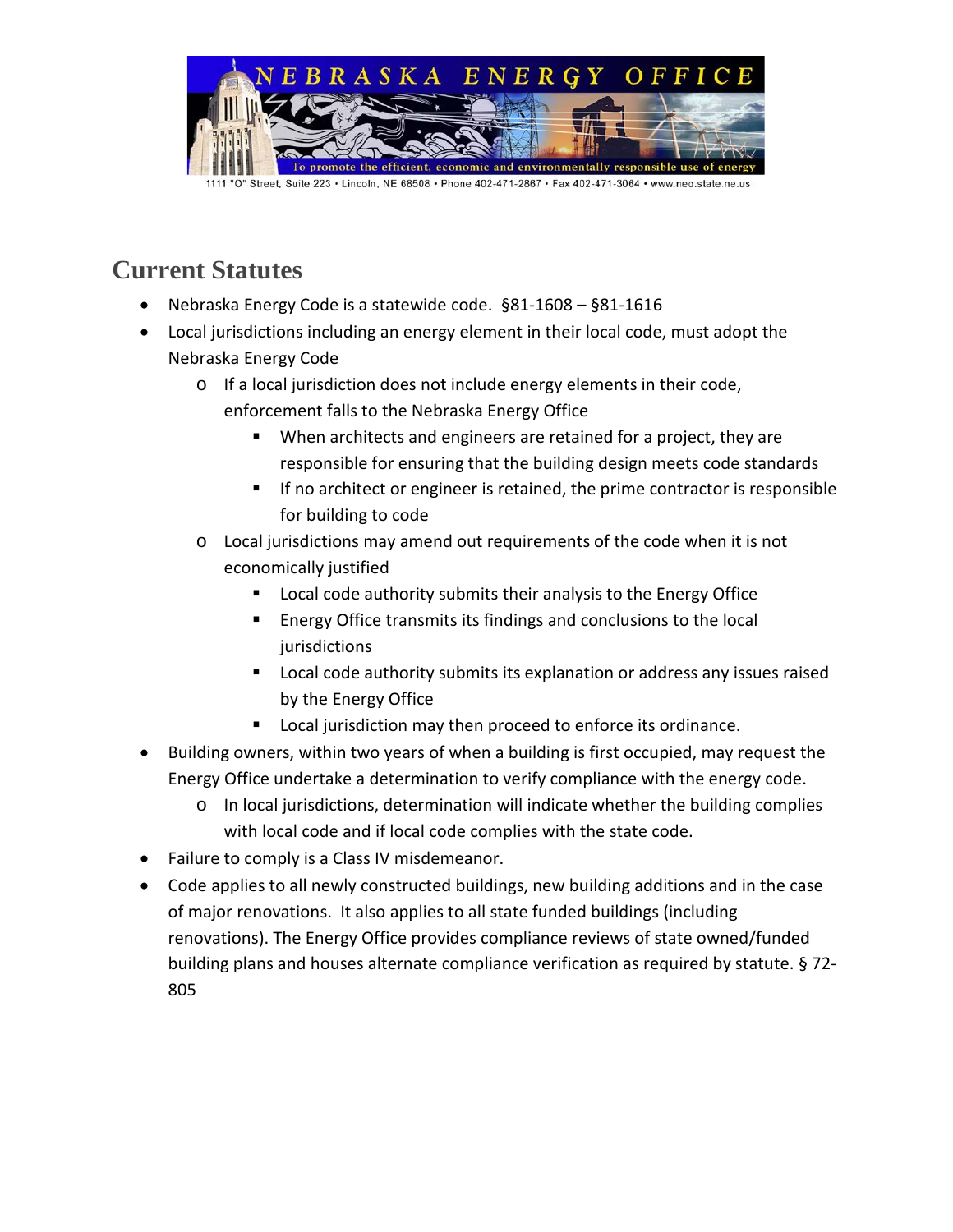# Current Statutes

- Nebraska Energy Code is a statewide code. §81-1608 – §81-1616
- Local jurisdictions including an energy element in their local code, must adopt the Nebraska Energy Code
  - If a local jurisdiction does not include energy elements in their code, enforcement falls to the Nebraska Energy Office
    - When architects and engineers are retained for a project, they are responsible for ensuring that the building design meets code standards
    - If no architect or engineer is retained, the prime contractor is responsible for building to code
  - Local jurisdictions may amend out requirements of the code when it is not economically justified
    - Local code authority submits their analysis to the Energy Office
    - Energy Office transmits its findings and conclusions to the local jurisdictions
    - Local code authority submits its explanation or address any issues raised by the Energy Office
    - Local jurisdiction may then proceed to enforce its ordinance.
- Building owners, within two years of when a building is first occupied, may request the Energy Office undertake a determination to verify compliance with the energy code.
  - In local jurisdictions, determination will indicate whether the building complies with local code and if local code complies with the state code.
- Failure to comply is a Class IV misdemeanor.
- Code applies to all newly constructed buildings, new building additions and in the case of major renovations. It also applies to all state funded buildings (including renovations). The Energy Office provides compliance reviews of state owned/funded building plans and houses alternate compliance verification as required by statute. § 72-805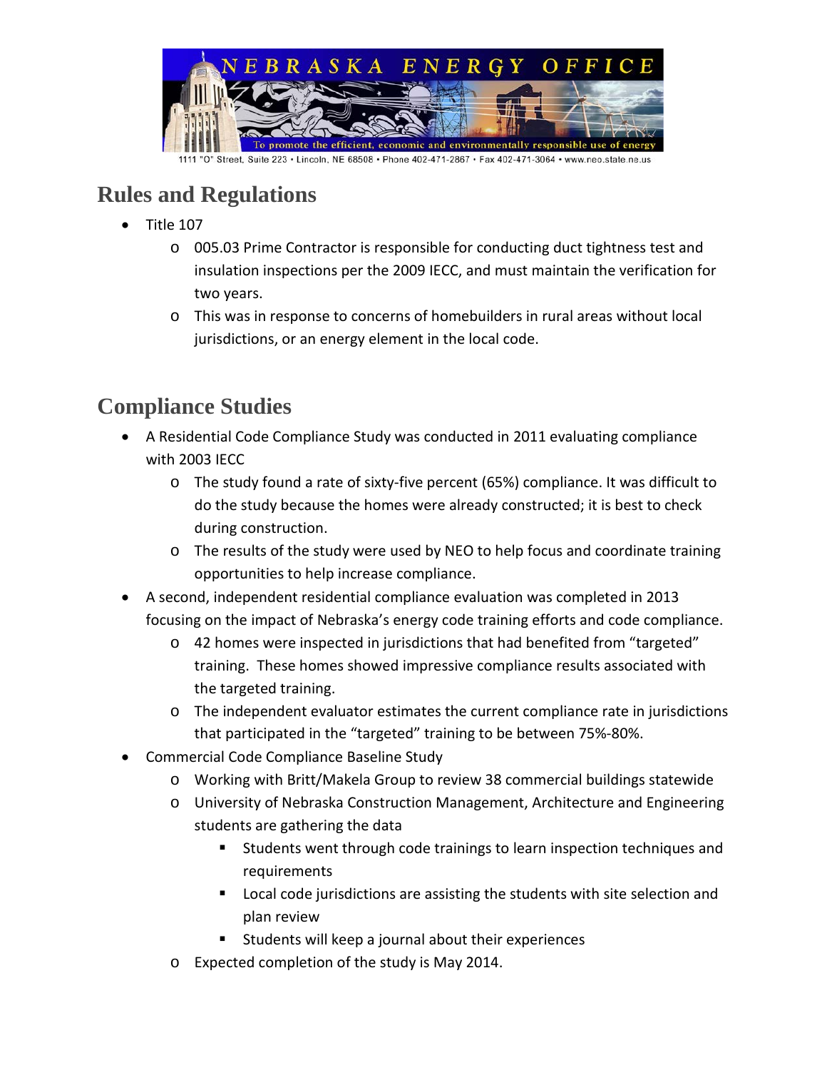## Rules and Regulations

- Title 107
  - 005.03 Prime Contractor is responsible for conducting duct tightness test and insulation inspections per the 2009 IECC, and must maintain the verification for two years.
  - This was in response to concerns of homebuilders in rural areas without local jurisdictions, or an energy element in the local code.

## Compliance Studies

- A Residential Code Compliance Study was conducted in 2011 evaluating compliance with 2003 IECC
  - The study found a rate of sixty-five percent (65%) compliance. It was difficult to do the study because the homes were already constructed; it is best to check during construction.
  - The results of the study were used by NEO to help focus and coordinate training opportunities to help increase compliance.
- A second, independent residential compliance evaluation was completed in 2013 focusing on the impact of Nebraska's energy code training efforts and code compliance.
  - 42 homes were inspected in jurisdictions that had benefited from "targeted" training. These homes showed impressive compliance results associated with the targeted training.
  - The independent evaluator estimates the current compliance rate in jurisdictions that participated in the "targeted" training to be between 75%-80%.
- Commercial Code Compliance Baseline Study
  - Working with Britt/Makela Group to review 38 commercial buildings statewide
  - University of Nebraska Construction Management, Architecture and Engineering students are gathering the data
    - Students went through code trainings to learn inspection techniques and requirements
    - Local code jurisdictions are assisting the students with site selection and plan review
    - Students will keep a journal about their experiences
  - Expected completion of the study is May 2014.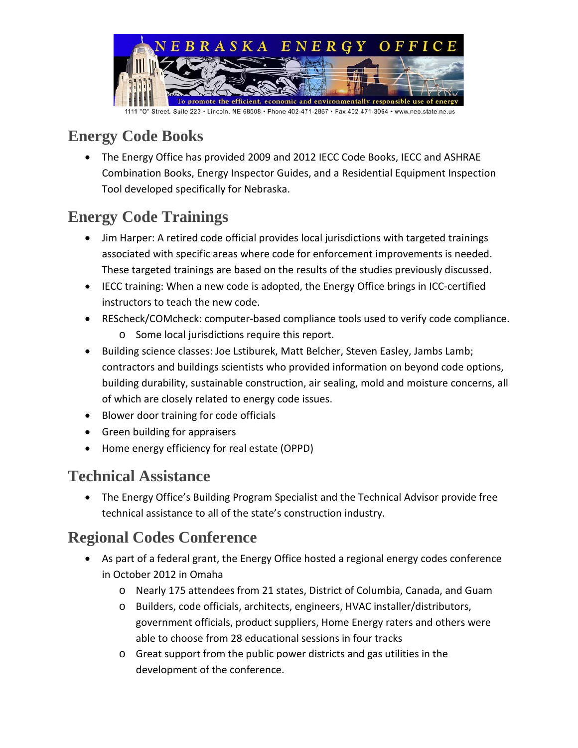## Energy Code Books

- The Energy Office has provided 2009 and 2012 IECC Code Books, IECC and ASHRAE Combination Books, Energy Inspector Guides, and a Residential Equipment Inspection Tool developed specifically for Nebraska.

## Energy Code Trainings

- Jim Harper: A retired code official provides local jurisdictions with targeted trainings associated with specific areas where code for enforcement improvements is needed. These targeted trainings are based on the results of the studies previously discussed.
- IECC training: When a new code is adopted, the Energy Office brings in ICC-certified instructors to teach the new code.
- REScheck/COMcheck: computer-based compliance tools used to verify code compliance.
  - Some local jurisdictions require this report.
- Building science classes: Joe Lstiburek, Matt Belcher, Steven Easley, Jambs Lamb; contractors and buildings scientists who provided information on beyond code options, building durability, sustainable construction, air sealing, mold and moisture concerns, all of which are closely related to energy code issues.
- Blower door training for code officials
- Green building for appraisers
- Home energy efficiency for real estate (OPPD)

## Technical Assistance

- The Energy Office's Building Program Specialist and the Technical Advisor provide free technical assistance to all of the state's construction industry.

## Regional Codes Conference

- As part of a federal grant, the Energy Office hosted a regional energy codes conference in October 2012 in Omaha
  - Nearly 175 attendees from 21 states, District of Columbia, Canada, and Guam
  - Builders, code officials, architects, engineers, HVAC installer/distributors, government officials, product suppliers, Home Energy raters and others were able to choose from 28 educational sessions in four tracks
  - Great support from the public power districts and gas utilities in the development of the conference.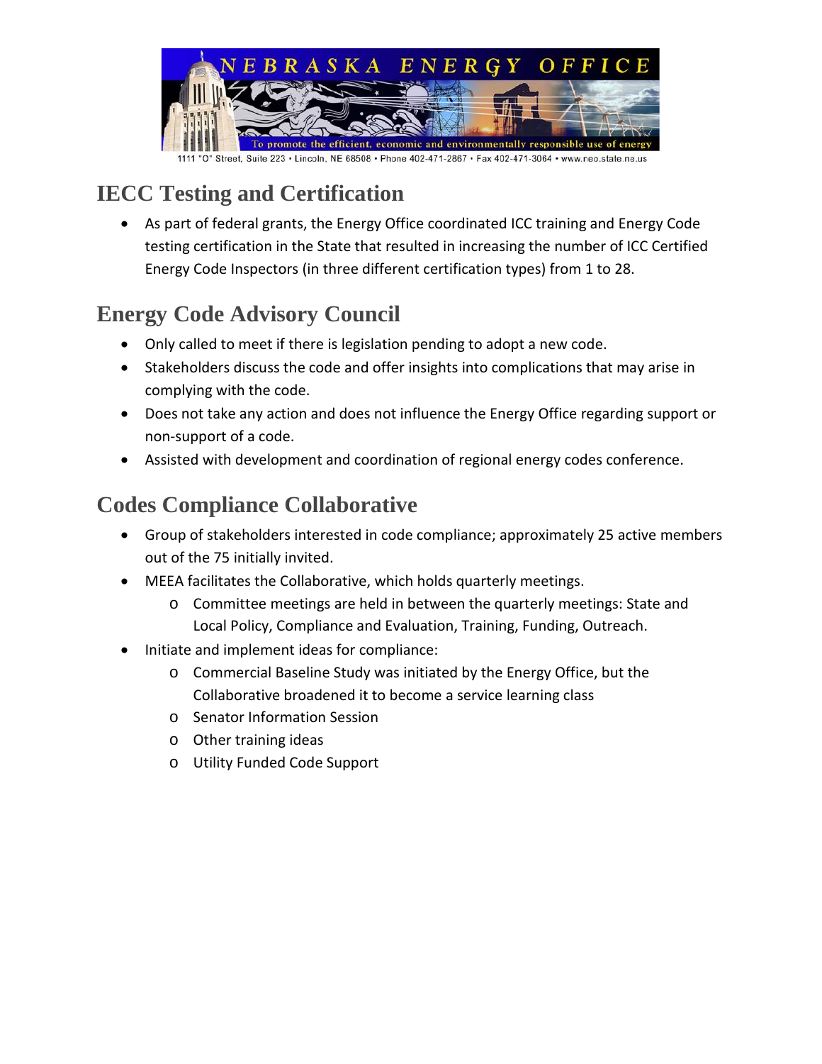## IECC Testing and Certification

- As part of federal grants, the Energy Office coordinated ICC training and Energy Code testing certification in the State that resulted in increasing the number of ICC Certified Energy Code Inspectors (in three different certification types) from 1 to 28.

## Energy Code Advisory Council

- Only called to meet if there is legislation pending to adopt a new code.
- Stakeholders discuss the code and offer insights into complications that may arise in complying with the code.
- Does not take any action and does not influence the Energy Office regarding support or non-support of a code.
- Assisted with development and coordination of regional energy codes conference.

## Codes Compliance Collaborative

- Group of stakeholders interested in code compliance; approximately 25 active members out of the 75 initially invited.
- MEEA facilitates the Collaborative, which holds quarterly meetings.
  - Committee meetings are held in between the quarterly meetings: State and Local Policy, Compliance and Evaluation, Training, Funding, Outreach.
- Initiate and implement ideas for compliance:
  - Commercial Baseline Study was initiated by the Energy Office, but the Collaborative broadened it to become a service learning class
  - Senator Information Session
  - Other training ideas
  - Utility Funded Code Support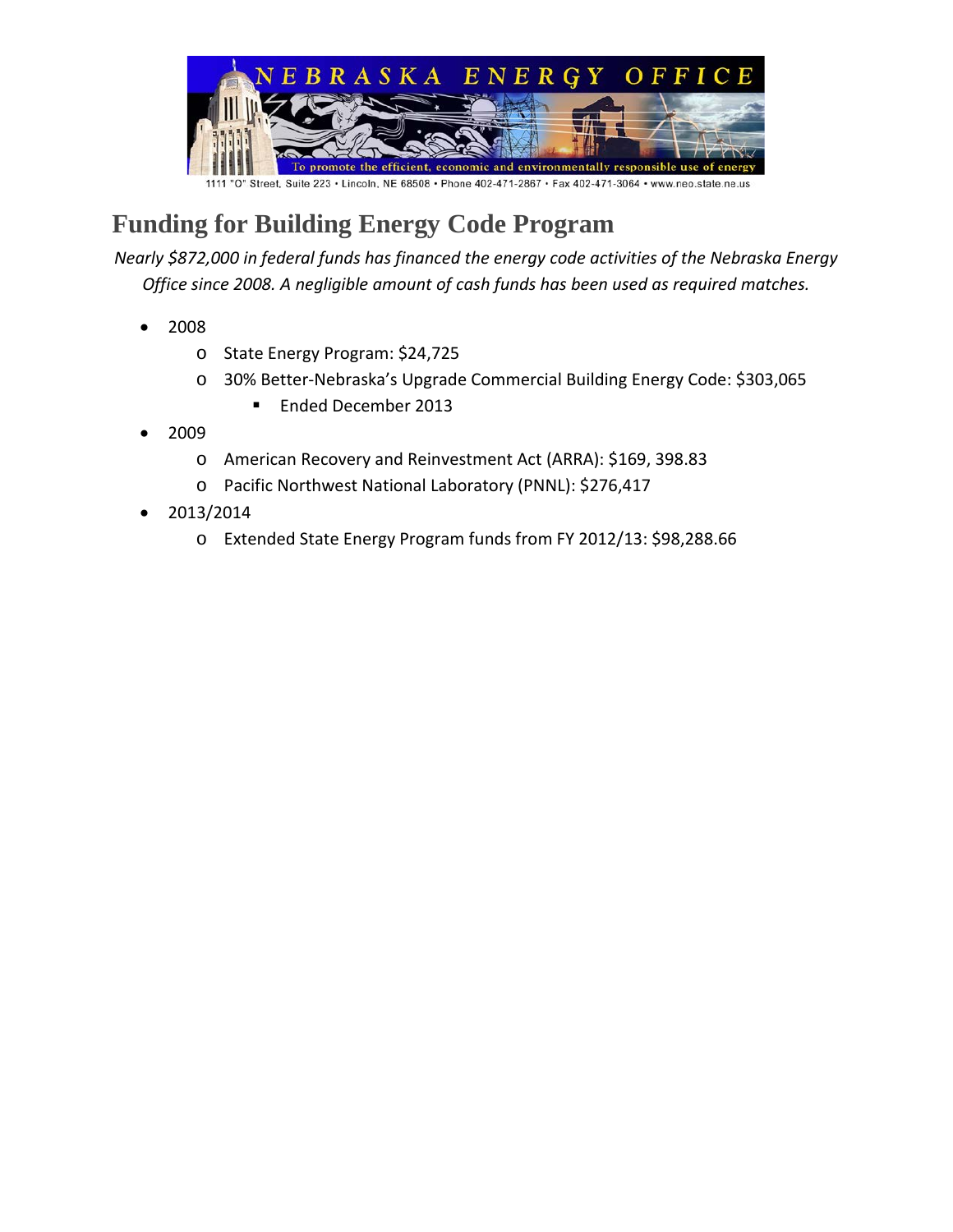NEBRASKA ENERGY OFFICE

To promote the efficient, economic and environmentally responsible use of energy

1111 "O" Street, Suite 223 • Lincoln, NE 68508 • Phone 402-471-2867 • Fax 402-471-3064 • www.neo.state.ne.us

# Funding for Building Energy Code Program

*Nearly $872,000 in federal funds has financed the energy code activities of the Nebraska Energy Office since 2008. A negligible amount of cash funds has been used as required matches.*

- 2008
  - State Energy Program: $24,725
  - 30% Better-Nebraska's Upgrade Commercial Building Energy Code: $303,065
    - Ended December 2013
- 2009
  - American Recovery and Reinvestment Act (ARRA): $169, 398.83
  - Pacific Northwest National Laboratory (PNNL): $276,417
- 2013/2014
  - Extended State Energy Program funds from FY 2012/13: $98,288.66